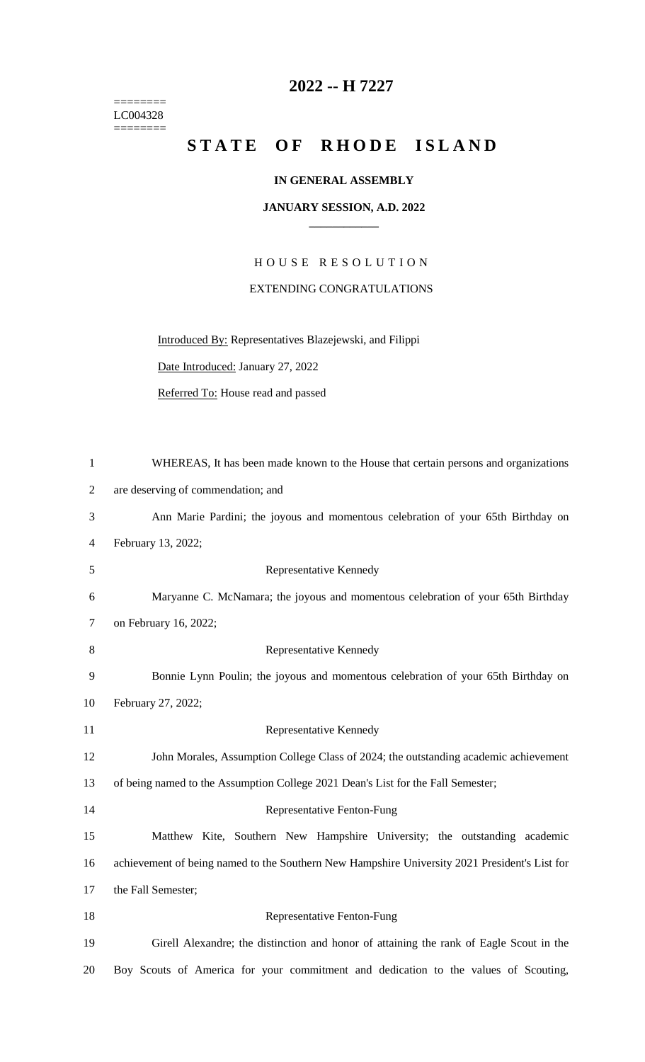========
LC004328
========

# 2022 -- H 7227

# STATE OF RHODE ISLAND

**IN GENERAL ASSEMBLY**

**JANUARY SESSION, A.D. 2022**

H O U S E R E S O L U T I O N

EXTENDING CONGRATULATIONS

Introduced By: Representatives Blazejewski, and Filippi

Date Introduced: January 27, 2022

Referred To: House read and passed

WHEREAS, It has been made known to the House that certain persons and organizations are deserving of commendation; and

Ann Marie Pardini; the joyous and momentous celebration of your 65th Birthday on February 13, 2022;

Representative Kennedy

Maryanne C. McNamara; the joyous and momentous celebration of your 65th Birthday on February 16, 2022;

Representative Kennedy

Bonnie Lynn Poulin; the joyous and momentous celebration of your 65th Birthday on February 27, 2022;

Representative Kennedy

John Morales, Assumption College Class of 2024; the outstanding academic achievement of being named to the Assumption College 2021 Dean's List for the Fall Semester;

Representative Fenton-Fung

Matthew Kite, Southern New Hampshire University; the outstanding academic achievement of being named to the Southern New Hampshire University 2021 President's List for the Fall Semester;

Representative Fenton-Fung

Girell Alexandre; the distinction and honor of attaining the rank of Eagle Scout in the Boy Scouts of America for your commitment and dedication to the values of Scouting,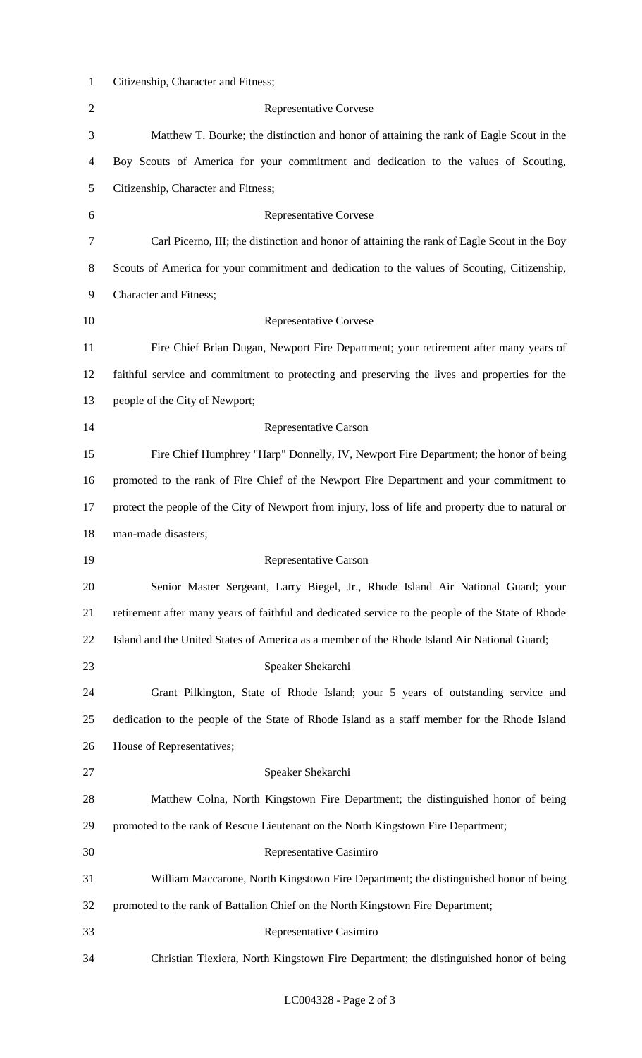Citizenship, Character and Fitness;

Representative Corvese

Matthew T. Bourke; the distinction and honor of attaining the rank of Eagle Scout in the Boy Scouts of America for your commitment and dedication to the values of Scouting, Citizenship, Character and Fitness;

Representative Corvese

Carl Picerno, III; the distinction and honor of attaining the rank of Eagle Scout in the Boy Scouts of America for your commitment and dedication to the values of Scouting, Citizenship, Character and Fitness;

Representative Corvese

Fire Chief Brian Dugan, Newport Fire Department; your retirement after many years of faithful service and commitment to protecting and preserving the lives and properties for the people of the City of Newport;

Representative Carson

Fire Chief Humphrey "Harp" Donnelly, IV, Newport Fire Department; the honor of being promoted to the rank of Fire Chief of the Newport Fire Department and your commitment to protect the people of the City of Newport from injury, loss of life and property due to natural or man-made disasters;

Representative Carson

Senior Master Sergeant, Larry Biegel, Jr., Rhode Island Air National Guard; your retirement after many years of faithful and dedicated service to the people of the State of Rhode Island and the United States of America as a member of the Rhode Island Air National Guard;

Speaker Shekarchi

Grant Pilkington, State of Rhode Island; your 5 years of outstanding service and dedication to the people of the State of Rhode Island as a staff member for the Rhode Island House of Representatives;

Speaker Shekarchi

Matthew Colna, North Kingstown Fire Department; the distinguished honor of being promoted to the rank of Rescue Lieutenant on the North Kingstown Fire Department;

Representative Casimiro

William Maccarone, North Kingstown Fire Department; the distinguished honor of being promoted to the rank of Battalion Chief on the North Kingstown Fire Department;

Representative Casimiro

Christian Tiexiera, North Kingstown Fire Department; the distinguished honor of being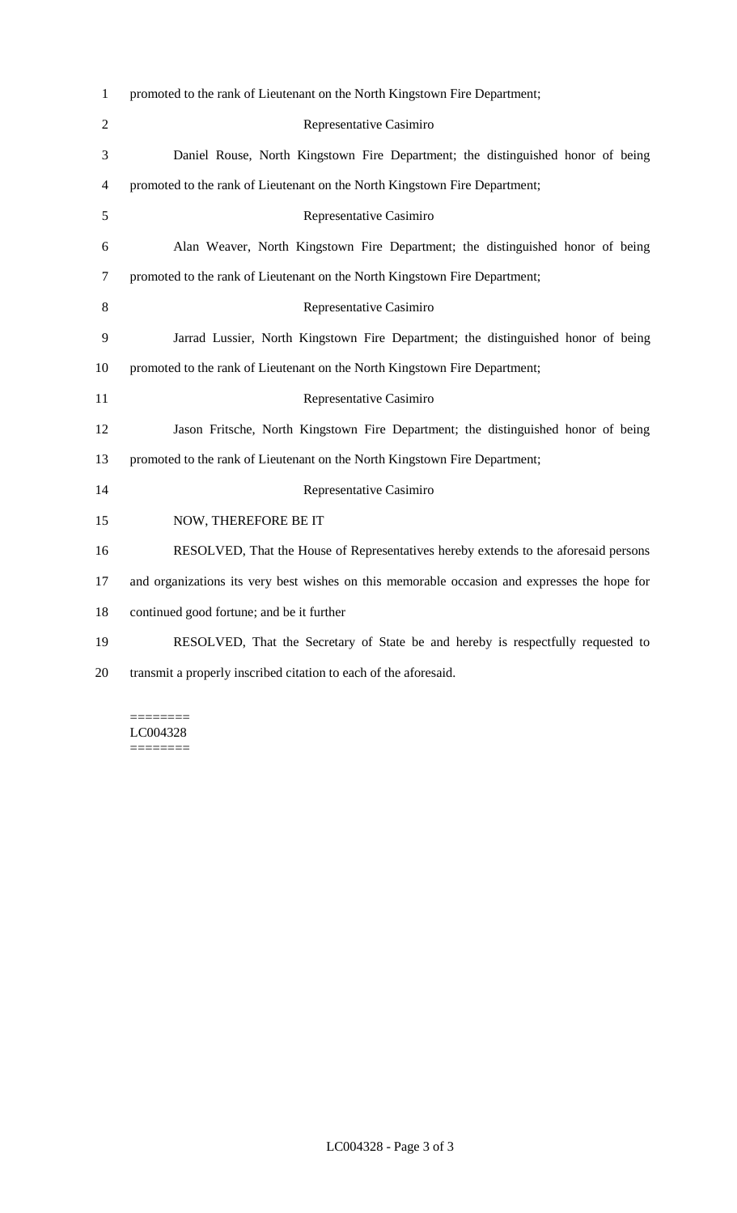promoted to the rank of Lieutenant on the North Kingstown Fire Department;

Representative Casimiro

Daniel Rouse, North Kingstown Fire Department; the distinguished honor of being promoted to the rank of Lieutenant on the North Kingstown Fire Department;

Representative Casimiro

Alan Weaver, North Kingstown Fire Department; the distinguished honor of being promoted to the rank of Lieutenant on the North Kingstown Fire Department;

Representative Casimiro

Jarrad Lussier, North Kingstown Fire Department; the distinguished honor of being promoted to the rank of Lieutenant on the North Kingstown Fire Department;

Representative Casimiro

Jason Fritsche, North Kingstown Fire Department; the distinguished honor of being promoted to the rank of Lieutenant on the North Kingstown Fire Department;

Representative Casimiro

NOW, THEREFORE BE IT

RESOLVED, That the House of Representatives hereby extends to the aforesaid persons and organizations its very best wishes on this memorable occasion and expresses the hope for continued good fortune; and be it further

RESOLVED, That the Secretary of State be and hereby is respectfully requested to transmit a properly inscribed citation to each of the aforesaid.

========
LC004328
========